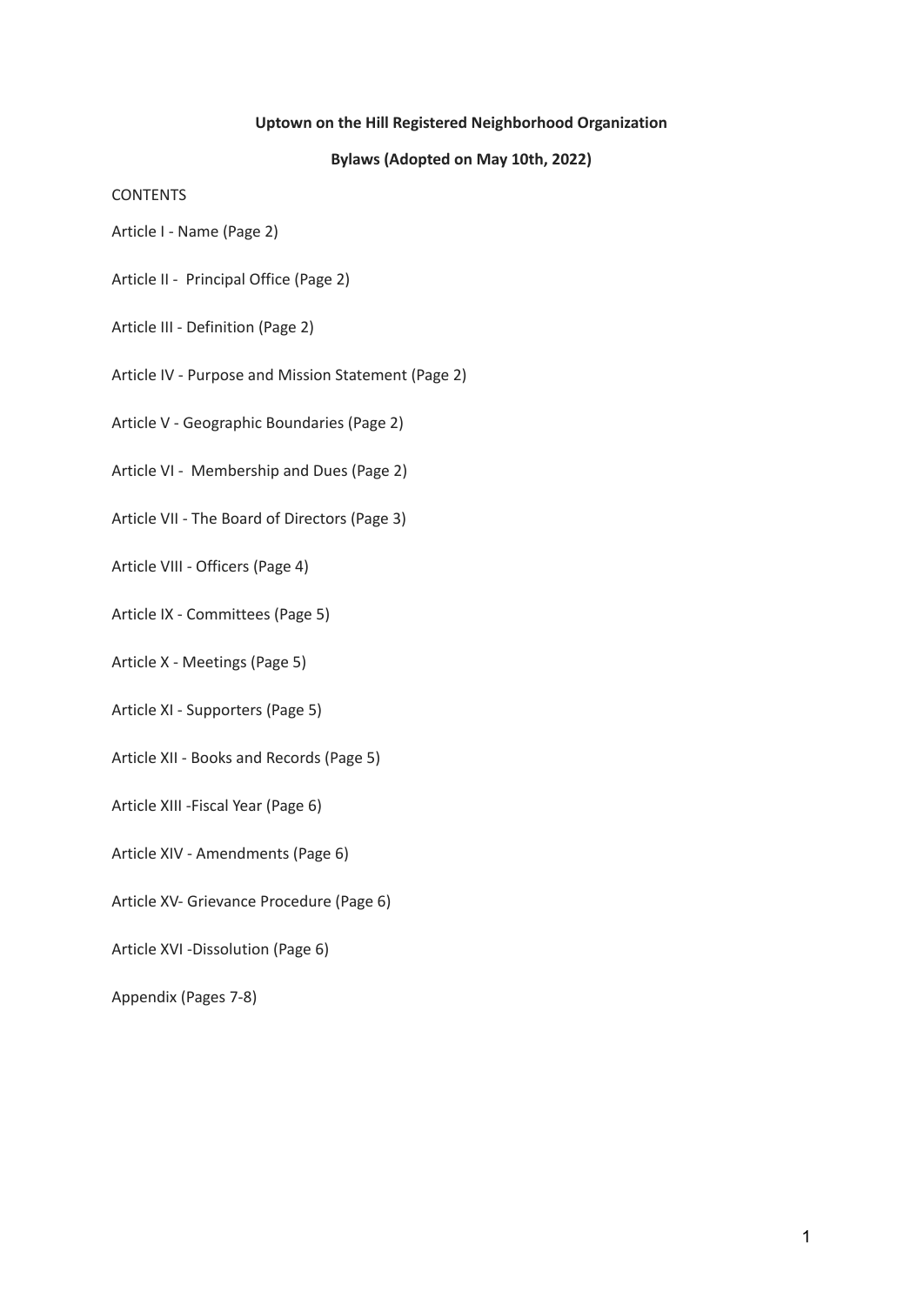**Uptown on the Hill Registered Neighborhood Organization**

**Bylaws (Adopted on May 10th, 2022)**

CONTENTS

Article I - Name (Page 2)

Article II - Principal Office (Page 2)

Article III - Definition (Page 2)

Article IV - Purpose and Mission Statement (Page 2)

Article V - Geographic Boundaries (Page 2)

Article VI - Membership and Dues (Page 2)

Article VII - The Board of Directors (Page 3)

Article VIII - Officers (Page 4)

Article IX - Committees (Page 5)

Article X - Meetings (Page 5)

Article XI - Supporters (Page 5)

Article XII - Books and Records (Page 5)

Article XIII -Fiscal Year (Page 6)

Article XIV - Amendments (Page 6)

Article XV- Grievance Procedure (Page 6)

Article XVI -Dissolution (Page 6)

Appendix (Pages 7-8)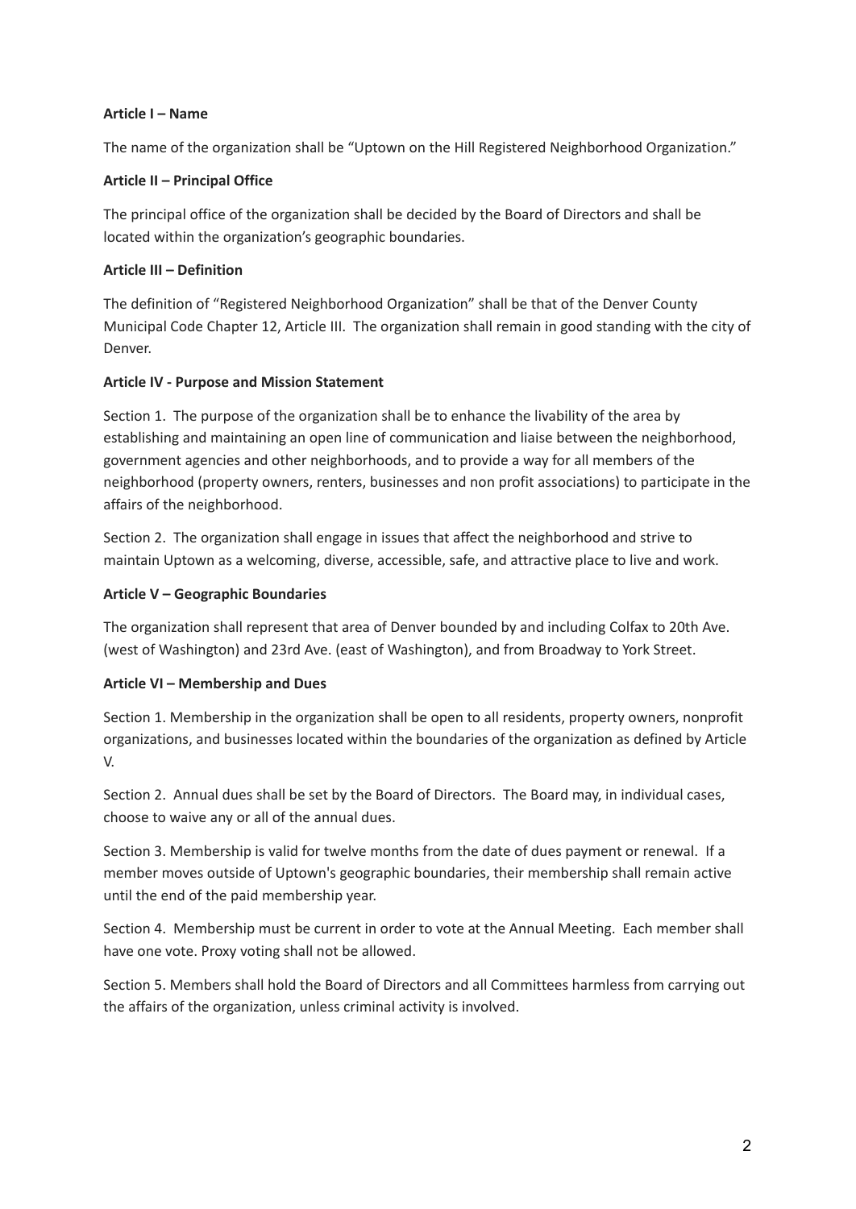**Article I – Name**

The name of the organization shall be "Uptown on the Hill Registered Neighborhood Organization."

**Article II – Principal Office**

The principal office of the organization shall be decided by the Board of Directors and shall be located within the organization's geographic boundaries.

**Article III – Definition**

The definition of "Registered Neighborhood Organization" shall be that of the Denver County Municipal Code Chapter 12, Article III. The organization shall remain in good standing with the city of Denver.

**Article IV - Purpose and Mission Statement**

Section 1. The purpose of the organization shall be to enhance the livability of the area by establishing and maintaining an open line of communication and liaise between the neighborhood, government agencies and other neighborhoods, and to provide a way for all members of the neighborhood (property owners, renters, businesses and non profit associations) to participate in the affairs of the neighborhood.

Section 2. The organization shall engage in issues that affect the neighborhood and strive to maintain Uptown as a welcoming, diverse, accessible, safe, and attractive place to live and work.

**Article V – Geographic Boundaries**

The organization shall represent that area of Denver bounded by and including Colfax to 20th Ave. (west of Washington) and 23rd Ave. (east of Washington), and from Broadway to York Street.

**Article VI – Membership and Dues**

Section 1. Membership in the organization shall be open to all residents, property owners, nonprofit organizations, and businesses located within the boundaries of the organization as defined by Article V.

Section 2. Annual dues shall be set by the Board of Directors. The Board may, in individual cases, choose to waive any or all of the annual dues.

Section 3. Membership is valid for twelve months from the date of dues payment or renewal. If a member moves outside of Uptown's geographic boundaries, their membership shall remain active until the end of the paid membership year.

Section 4. Membership must be current in order to vote at the Annual Meeting. Each member shall have one vote. Proxy voting shall not be allowed.

Section 5. Members shall hold the Board of Directors and all Committees harmless from carrying out the affairs of the organization, unless criminal activity is involved.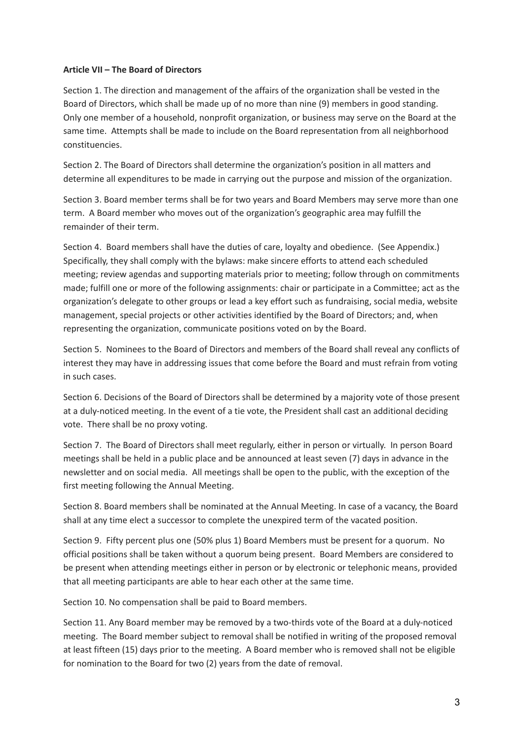**Article VII – The Board of Directors**

Section 1. The direction and management of the affairs of the organization shall be vested in the Board of Directors, which shall be made up of no more than nine (9) members in good standing. Only one member of a household, nonprofit organization, or business may serve on the Board at the same time. Attempts shall be made to include on the Board representation from all neighborhood constituencies.

Section 2. The Board of Directors shall determine the organization's position in all matters and determine all expenditures to be made in carrying out the purpose and mission of the organization.

Section 3. Board member terms shall be for two years and Board Members may serve more than one term. A Board member who moves out of the organization's geographic area may fulfill the remainder of their term.

Section 4. Board members shall have the duties of care, loyalty and obedience. (See Appendix.) Specifically, they shall comply with the bylaws: make sincere efforts to attend each scheduled meeting; review agendas and supporting materials prior to meeting; follow through on commitments made; fulfill one or more of the following assignments: chair or participate in a Committee; act as the organization's delegate to other groups or lead a key effort such as fundraising, social media, website management, special projects or other activities identified by the Board of Directors; and, when representing the organization, communicate positions voted on by the Board.

Section 5. Nominees to the Board of Directors and members of the Board shall reveal any conflicts of interest they may have in addressing issues that come before the Board and must refrain from voting in such cases.

Section 6. Decisions of the Board of Directors shall be determined by a majority vote of those present at a duly-noticed meeting. In the event of a tie vote, the President shall cast an additional deciding vote. There shall be no proxy voting.

Section 7. The Board of Directors shall meet regularly, either in person or virtually. In person Board meetings shall be held in a public place and be announced at least seven (7) days in advance in the newsletter and on social media. All meetings shall be open to the public, with the exception of the first meeting following the Annual Meeting.

Section 8. Board members shall be nominated at the Annual Meeting. In case of a vacancy, the Board shall at any time elect a successor to complete the unexpired term of the vacated position.

Section 9. Fifty percent plus one (50% plus 1) Board Members must be present for a quorum. No official positions shall be taken without a quorum being present. Board Members are considered to be present when attending meetings either in person or by electronic or telephonic means, provided that all meeting participants are able to hear each other at the same time.

Section 10. No compensation shall be paid to Board members.

Section 11. Any Board member may be removed by a two-thirds vote of the Board at a duly-noticed meeting. The Board member subject to removal shall be notified in writing of the proposed removal at least fifteen (15) days prior to the meeting. A Board member who is removed shall not be eligible for nomination to the Board for two (2) years from the date of removal.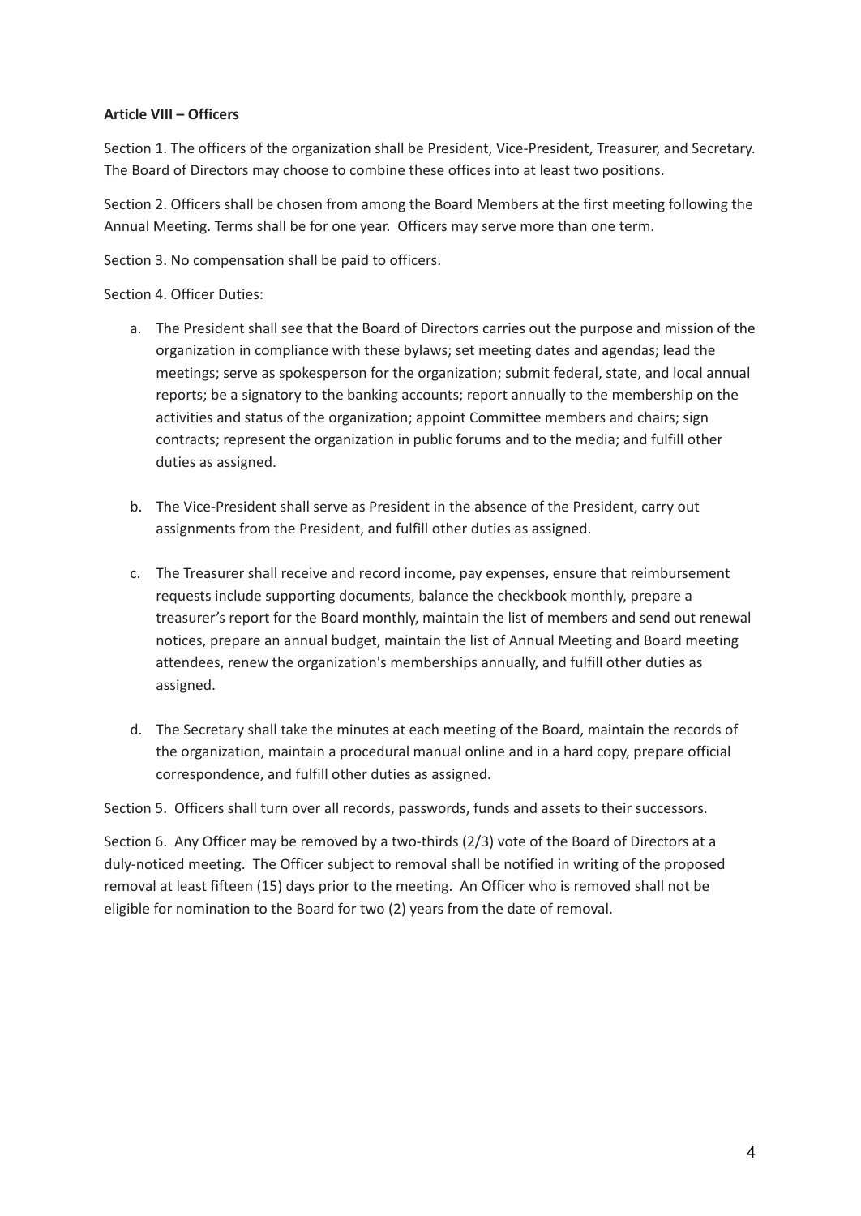**Article VIII – Officers**

Section 1. The officers of the organization shall be President, Vice-President, Treasurer, and Secretary. The Board of Directors may choose to combine these offices into at least two positions.

Section 2. Officers shall be chosen from among the Board Members at the first meeting following the Annual Meeting. Terms shall be for one year. Officers may serve more than one term.

Section 3. No compensation shall be paid to officers.

Section 4. Officer Duties:

a. The President shall see that the Board of Directors carries out the purpose and mission of the organization in compliance with these bylaws; set meeting dates and agendas; lead the meetings; serve as spokesperson for the organization; submit federal, state, and local annual reports; be a signatory to the banking accounts; report annually to the membership on the activities and status of the organization; appoint Committee members and chairs; sign contracts; represent the organization in public forums and to the media; and fulfill other duties as assigned.

b. The Vice-President shall serve as President in the absence of the President, carry out assignments from the President, and fulfill other duties as assigned.

c. The Treasurer shall receive and record income, pay expenses, ensure that reimbursement requests include supporting documents, balance the checkbook monthly, prepare a treasurer's report for the Board monthly, maintain the list of members and send out renewal notices, prepare an annual budget, maintain the list of Annual Meeting and Board meeting attendees, renew the organization's memberships annually, and fulfill other duties as assigned.

d. The Secretary shall take the minutes at each meeting of the Board, maintain the records of the organization, maintain a procedural manual online and in a hard copy, prepare official correspondence, and fulfill other duties as assigned.

Section 5. Officers shall turn over all records, passwords, funds and assets to their successors.

Section 6. Any Officer may be removed by a two-thirds (2/3) vote of the Board of Directors at a duly-noticed meeting. The Officer subject to removal shall be notified in writing of the proposed removal at least fifteen (15) days prior to the meeting. An Officer who is removed shall not be eligible for nomination to the Board for two (2) years from the date of removal.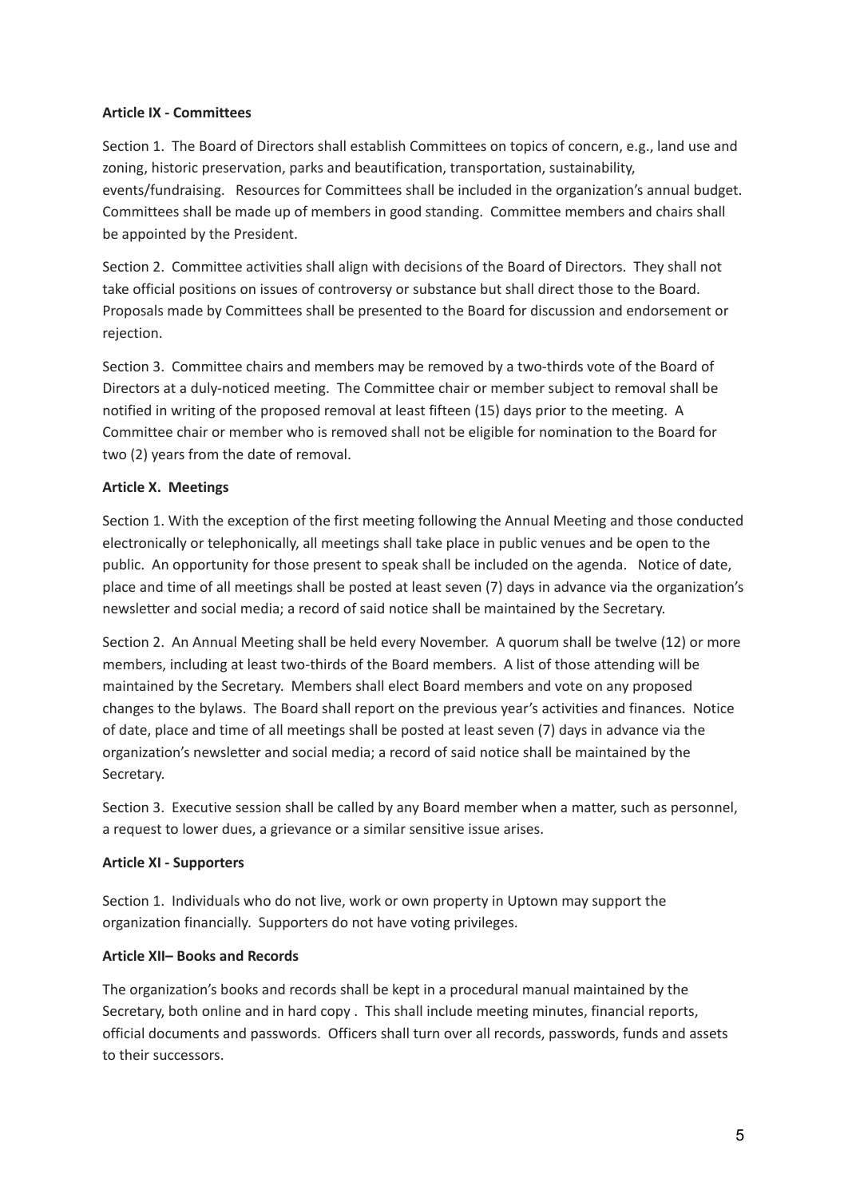**Article IX - Committees**

Section 1. The Board of Directors shall establish Committees on topics of concern, e.g., land use and zoning, historic preservation, parks and beautification, transportation, sustainability, events/fundraising. Resources for Committees shall be included in the organization's annual budget. Committees shall be made up of members in good standing. Committee members and chairs shall be appointed by the President.

Section 2. Committee activities shall align with decisions of the Board of Directors. They shall not take official positions on issues of controversy or substance but shall direct those to the Board. Proposals made by Committees shall be presented to the Board for discussion and endorsement or rejection.

Section 3. Committee chairs and members may be removed by a two-thirds vote of the Board of Directors at a duly-noticed meeting. The Committee chair or member subject to removal shall be notified in writing of the proposed removal at least fifteen (15) days prior to the meeting. A Committee chair or member who is removed shall not be eligible for nomination to the Board for two (2) years from the date of removal.

**Article X. Meetings**

Section 1. With the exception of the first meeting following the Annual Meeting and those conducted electronically or telephonically, all meetings shall take place in public venues and be open to the public. An opportunity for those present to speak shall be included on the agenda. Notice of date, place and time of all meetings shall be posted at least seven (7) days in advance via the organization's newsletter and social media; a record of said notice shall be maintained by the Secretary.

Section 2. An Annual Meeting shall be held every November. A quorum shall be twelve (12) or more members, including at least two-thirds of the Board members. A list of those attending will be maintained by the Secretary. Members shall elect Board members and vote on any proposed changes to the bylaws. The Board shall report on the previous year's activities and finances. Notice of date, place and time of all meetings shall be posted at least seven (7) days in advance via the organization's newsletter and social media; a record of said notice shall be maintained by the Secretary.

Section 3. Executive session shall be called by any Board member when a matter, such as personnel, a request to lower dues, a grievance or a similar sensitive issue arises.

**Article XI - Supporters**

Section 1. Individuals who do not live, work or own property in Uptown may support the organization financially. Supporters do not have voting privileges.

**Article XII– Books and Records**

The organization's books and records shall be kept in a procedural manual maintained by the Secretary, both online and in hard copy . This shall include meeting minutes, financial reports, official documents and passwords. Officers shall turn over all records, passwords, funds and assets to their successors.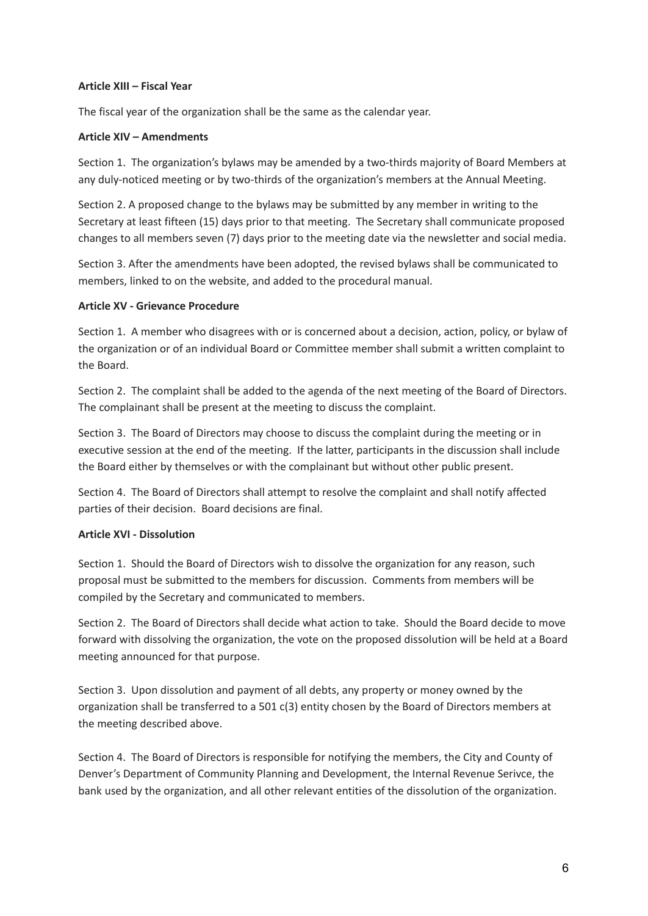**Article XIII – Fiscal Year**

The fiscal year of the organization shall be the same as the calendar year.

**Article XIV – Amendments**

Section 1. The organization's bylaws may be amended by a two-thirds majority of Board Members at any duly-noticed meeting or by two-thirds of the organization's members at the Annual Meeting.

Section 2. A proposed change to the bylaws may be submitted by any member in writing to the Secretary at least fifteen (15) days prior to that meeting. The Secretary shall communicate proposed changes to all members seven (7) days prior to the meeting date via the newsletter and social media.

Section 3. After the amendments have been adopted, the revised bylaws shall be communicated to members, linked to on the website, and added to the procedural manual.

**Article XV - Grievance Procedure**

Section 1. A member who disagrees with or is concerned about a decision, action, policy, or bylaw of the organization or of an individual Board or Committee member shall submit a written complaint to the Board.

Section 2. The complaint shall be added to the agenda of the next meeting of the Board of Directors. The complainant shall be present at the meeting to discuss the complaint.

Section 3. The Board of Directors may choose to discuss the complaint during the meeting or in executive session at the end of the meeting. If the latter, participants in the discussion shall include the Board either by themselves or with the complainant but without other public present.

Section 4. The Board of Directors shall attempt to resolve the complaint and shall notify affected parties of their decision. Board decisions are final.

**Article XVI - Dissolution**

Section 1. Should the Board of Directors wish to dissolve the organization for any reason, such proposal must be submitted to the members for discussion. Comments from members will be compiled by the Secretary and communicated to members.

Section 2. The Board of Directors shall decide what action to take. Should the Board decide to move forward with dissolving the organization, the vote on the proposed dissolution will be held at a Board meeting announced for that purpose.

Section 3. Upon dissolution and payment of all debts, any property or money owned by the organization shall be transferred to a 501 c(3) entity chosen by the Board of Directors members at the meeting described above.

Section 4. The Board of Directors is responsible for notifying the members, the City and County of Denver's Department of Community Planning and Development, the Internal Revenue Serivce, the bank used by the organization, and all other relevant entities of the dissolution of the organization.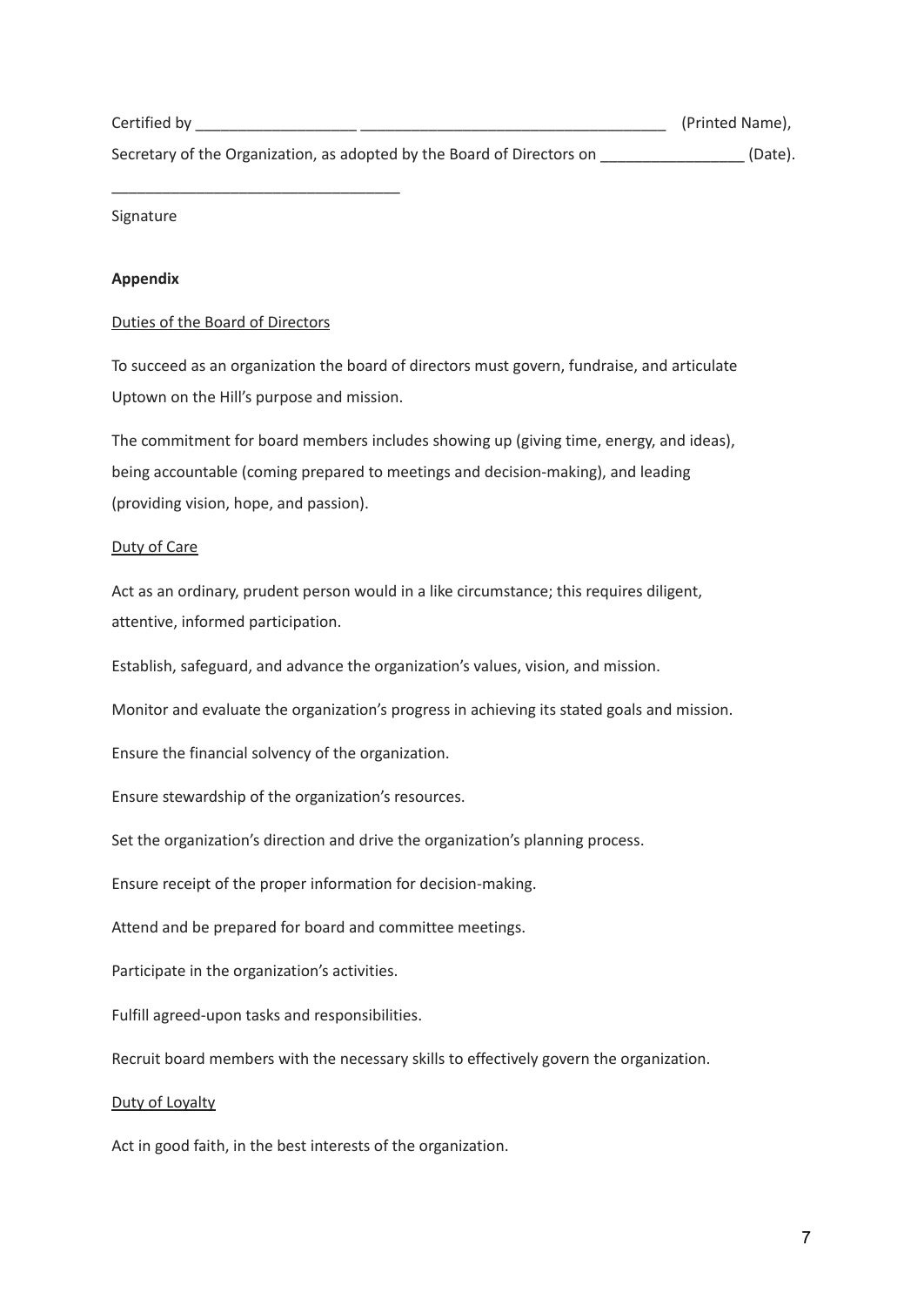Certified by ___________________ ____________________________________ (Printed Name),

Secretary of the Organization, as adopted by the Board of Directors on _________________ (Date).

__________________________________

Signature

**Appendix**

Duties of the Board of Directors

To succeed as an organization the board of directors must govern, fundraise, and articulate Uptown on the Hill's purpose and mission.

The commitment for board members includes showing up (giving time, energy, and ideas), being accountable (coming prepared to meetings and decision-making), and leading (providing vision, hope, and passion).

Duty of Care

Act as an ordinary, prudent person would in a like circumstance; this requires diligent, attentive, informed participation.

Establish, safeguard, and advance the organization's values, vision, and mission.

Monitor and evaluate the organization's progress in achieving its stated goals and mission.

Ensure the financial solvency of the organization.

Ensure stewardship of the organization's resources.

Set the organization's direction and drive the organization's planning process.

Ensure receipt of the proper information for decision-making.

Attend and be prepared for board and committee meetings.

Participate in the organization's activities.

Fulfill agreed-upon tasks and responsibilities.

Recruit board members with the necessary skills to effectively govern the organization.

Duty of Loyalty

Act in good faith, in the best interests of the organization.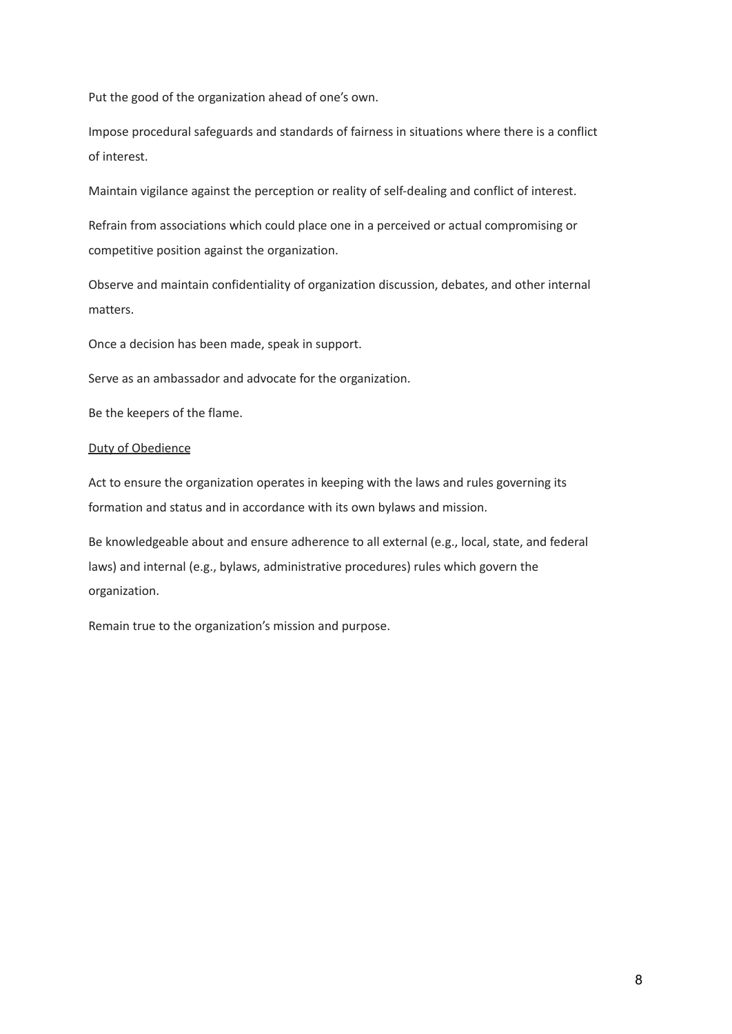Put the good of the organization ahead of one's own.

Impose procedural safeguards and standards of fairness in situations where there is a conflict of interest.

Maintain vigilance against the perception or reality of self-dealing and conflict of interest.

Refrain from associations which could place one in a perceived or actual compromising or competitive position against the organization.

Observe and maintain confidentiality of organization discussion, debates, and other internal matters.

Once a decision has been made, speak in support.

Serve as an ambassador and advocate for the organization.

Be the keepers of the flame.

<u>Duty of Obedience</u>

Act to ensure the organization operates in keeping with the laws and rules governing its formation and status and in accordance with its own bylaws and mission.

Be knowledgeable about and ensure adherence to all external (e.g., local, state, and federal laws) and internal (e.g., bylaws, administrative procedures) rules which govern the organization.

Remain true to the organization's mission and purpose.